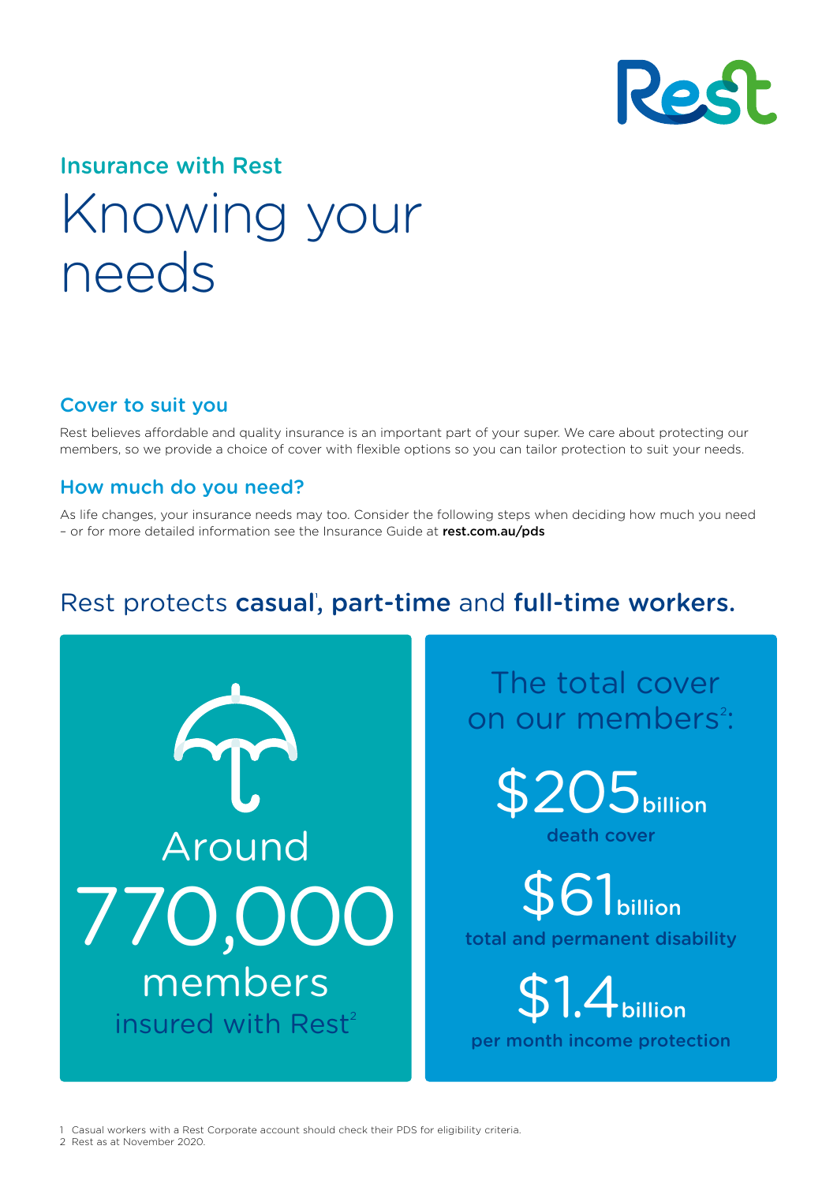Insurance with Rest

# Knowing your needs

## Cover to suit you

Rest believes affordable and quality insurance is an important part of your super. We care about protecting our members, so we provide a choice of cover with flexible options so you can tailor protection to suit your needs.

## How much do you need?

As life changes, your insurance needs may too. Consider the following steps when deciding how much you need – or for more detailed information see the Insurance Guide at **rest.com.au/pds**

## Rest protects **casual**[1], **part-time** and **full-time workers.**

Around **770,000** members insured with Rest[2]

The total cover on our members[2]:

**$205 billion** death cover

**$61 billion** total and permanent disability

**$1.4 billion** per month income protection

1 Casual workers with a Rest Corporate account should check their PDS for eligibility criteria.
2 Rest as at November 2020.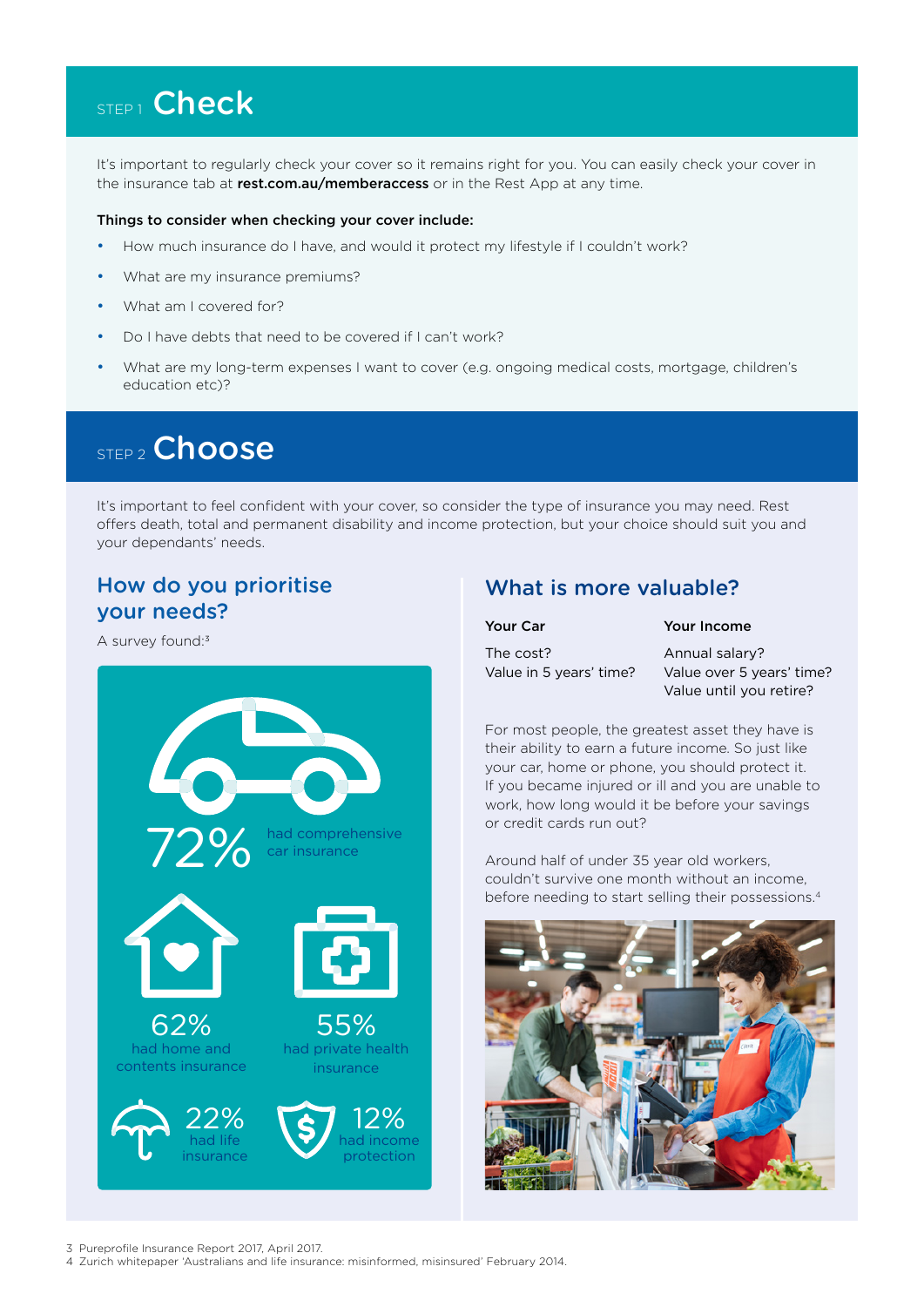## STEP 1 Check

It's important to regularly check your cover so it remains right for you. You can easily check your cover in the insurance tab at **rest.com.au/memberaccess** or in the Rest App at any time.

**Things to consider when checking your cover include:**

- How much insurance do I have, and would it protect my lifestyle if I couldn't work?
- What are my insurance premiums?
- What am I covered for?
- Do I have debts that need to be covered if I can't work?
- What are my long-term expenses I want to cover (e.g. ongoing medical costs, mortgage, children's education etc)?

## STEP 2 Choose

It's important to feel confident with your cover, so consider the type of insurance you may need. Rest offers death, total and permanent disability and income protection, but your choice should suit you and your dependants' needs.

### How do you prioritise your needs?

A survey found:[3]

72% had comprehensive car insurance

62% had home and contents insurance

55% had private health insurance

22% had life insurance

12% had income protection

### What is more valuable?

| Your Car | Your Income |
| --- | --- |
| The cost? | Annual salary? |
| Value in 5 years' time? | Value over 5 years' time? |
| | Value until you retire? |

For most people, the greatest asset they have is their ability to earn a future income. So just like your car, home or phone, you should protect it. If you became injured or ill and you are unable to work, how long would it be before your savings or credit cards run out?

Around half of under 35 year old workers, couldn't survive one month without an income, before needing to start selling their possessions.[4]

3 Pureprofile Insurance Report 2017, April 2017.
4 Zurich whitepaper 'Australians and life insurance: misinformed, misinsured' February 2014.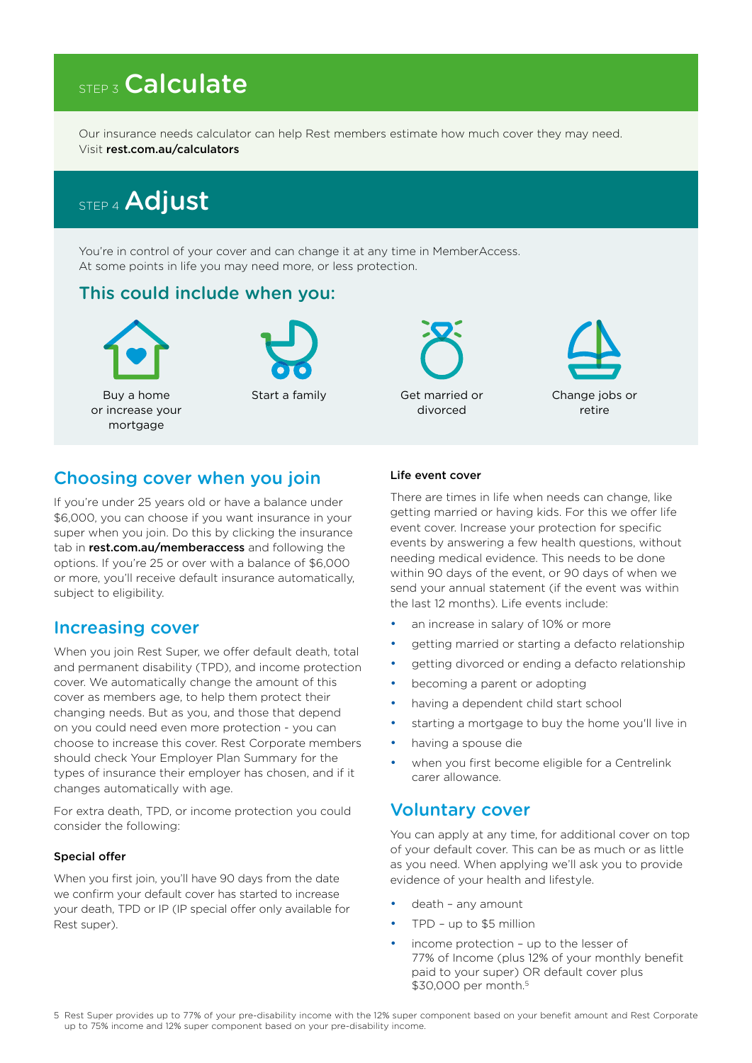## STEP 3 Calculate

Our insurance needs calculator can help Rest members estimate how much cover they may need. Visit **rest.com.au/calculators**

## STEP 4 Adjust

You're in control of your cover and can change it at any time in MemberAccess. At some points in life you may need more, or less protection.

### This could include when you:

- Buy a home or increase your mortgage
- Start a family
- Get married or divorced
- Change jobs or retire

### Choosing cover when you join

If you're under 25 years old or have a balance under $6,000, you can choose if you want insurance in your super when you join. Do this by clicking the insurance tab in **rest.com.au/memberaccess** and following the options. If you're 25 or over with a balance of $6,000 or more, you'll receive default insurance automatically, subject to eligibility.

### Increasing cover

When you join Rest Super, we offer default death, total and permanent disability (TPD), and income protection cover. We automatically change the amount of this cover as members age, to help them protect their changing needs. But as you, and those that depend on you could need even more protection - you can choose to increase this cover. Rest Corporate members should check Your Employer Plan Summary for the types of insurance their employer has chosen, and if it changes automatically with age.

For extra death, TPD, or income protection you could consider the following:

#### Special offer

When you first join, you'll have 90 days from the date we confirm your default cover has started to increase your death, TPD or IP (IP special offer only available for Rest super).

#### Life event cover

There are times in life when needs can change, like getting married or having kids. For this we offer life event cover. Increase your protection for specific events by answering a few health questions, without needing medical evidence. This needs to be done within 90 days of the event, or 90 days of when we send your annual statement (if the event was within the last 12 months). Life events include:

- an increase in salary of 10% or more
- getting married or starting a defacto relationship
- getting divorced or ending a defacto relationship
- becoming a parent or adopting
- having a dependent child start school
- starting a mortgage to buy the home you'll live in
- having a spouse die
- when you first become eligible for a Centrelink carer allowance.

### Voluntary cover

You can apply at any time, for additional cover on top of your default cover. This can be as much or as little as you need. When applying we'll ask you to provide evidence of your health and lifestyle.

- death – any amount
- TPD – up to $5 million
- income protection – up to the lesser of 77% of Income (plus 12% of your monthly benefit paid to your super) OR default cover plus $30,000 per month.[5]

5 Rest Super provides up to 77% of your pre-disability income with the 12% super component based on your benefit amount and Rest Corporate up to 75% income and 12% super component based on your pre-disability income.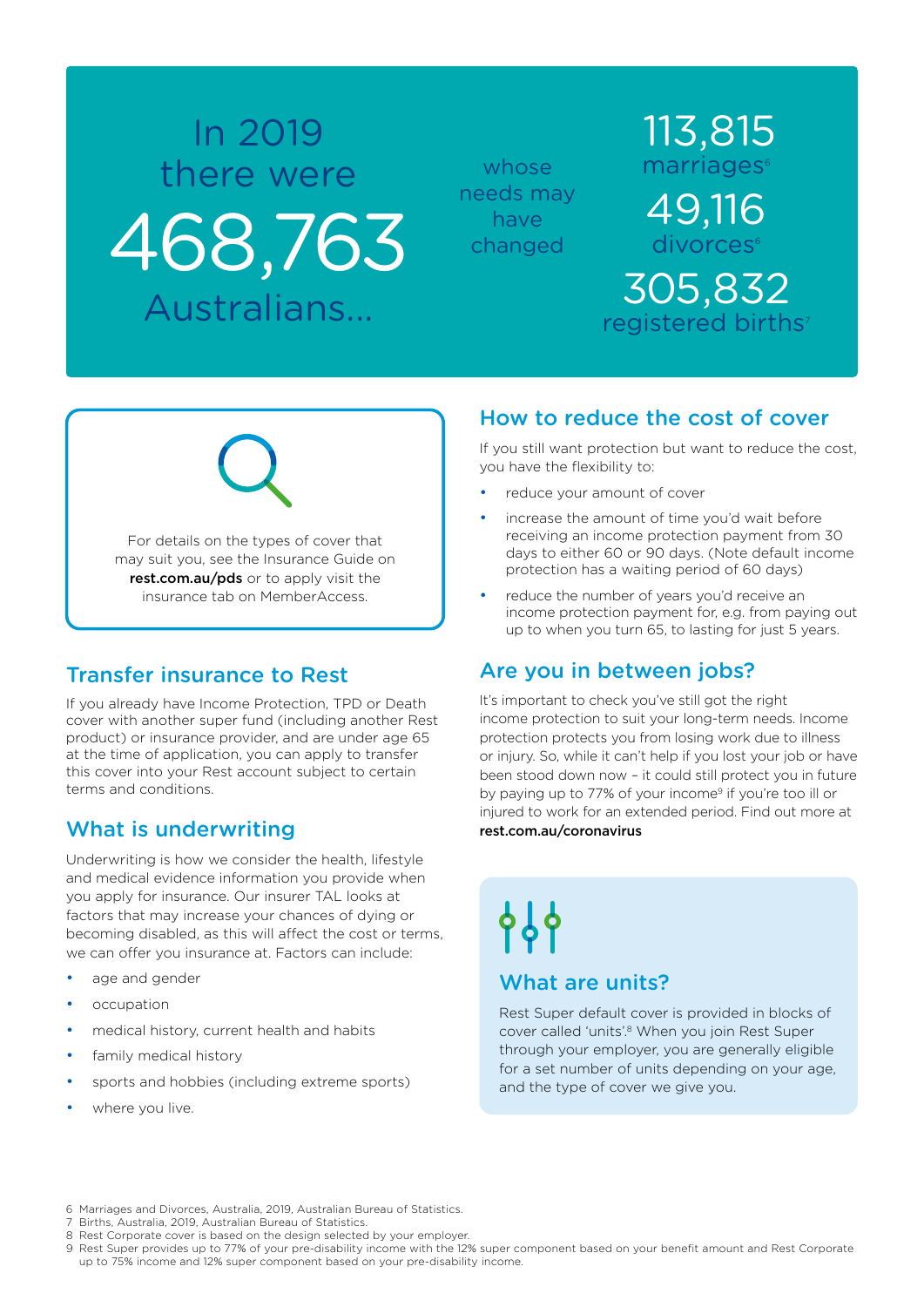In 2019 there were

468,763

Australians...

whose needs may have changed

113,815 marriages[6]

49,116 divorces[6]

305,832 registered births[7]

For details on the types of cover that may suit you, see the Insurance Guide on **rest.com.au/pds** or to apply visit the insurance tab on MemberAccess.

## Transfer insurance to Rest

If you already have Income Protection, TPD or Death cover with another super fund (including another Rest product) or insurance provider, and are under age 65 at the time of application, you can apply to transfer this cover into your Rest account subject to certain terms and conditions.

## What is underwriting

Underwriting is how we consider the health, lifestyle and medical evidence information you provide when you apply for insurance. Our insurer TAL looks at factors that may increase your chances of dying or becoming disabled, as this will affect the cost or terms, we can offer you insurance at. Factors can include:

- age and gender
- occupation
- medical history, current health and habits
- family medical history
- sports and hobbies (including extreme sports)
- where you live.

## How to reduce the cost of cover

If you still want protection but want to reduce the cost, you have the flexibility to:

- reduce your amount of cover
- increase the amount of time you'd wait before receiving an income protection payment from 30 days to either 60 or 90 days. (Note default income protection has a waiting period of 60 days)
- reduce the number of years you'd receive an income protection payment for, e.g. from paying out up to when you turn 65, to lasting for just 5 years.

## Are you in between jobs?

It's important to check you've still got the right income protection to suit your long-term needs. Income protection protects you from losing work due to illness or injury. So, while it can't help if you lost your job or have been stood down now – it could still protect you in future by paying up to 77% of your income[9] if you're too ill or injured to work for an extended period. Find out more at **rest.com.au/coronavirus**

## What are units?

Rest Super default cover is provided in blocks of cover called 'units'.[8] When you join Rest Super through your employer, you are generally eligible for a set number of units depending on your age, and the type of cover we give you.

6 Marriages and Divorces, Australia, 2019, Australian Bureau of Statistics.
7 Births, Australia, 2019, Australian Bureau of Statistics.
8 Rest Corporate cover is based on the design selected by your employer.
9 Rest Super provides up to 77% of your pre-disability income with the 12% super component based on your benefit amount and Rest Corporate up to 75% income and 12% super component based on your pre-disability income.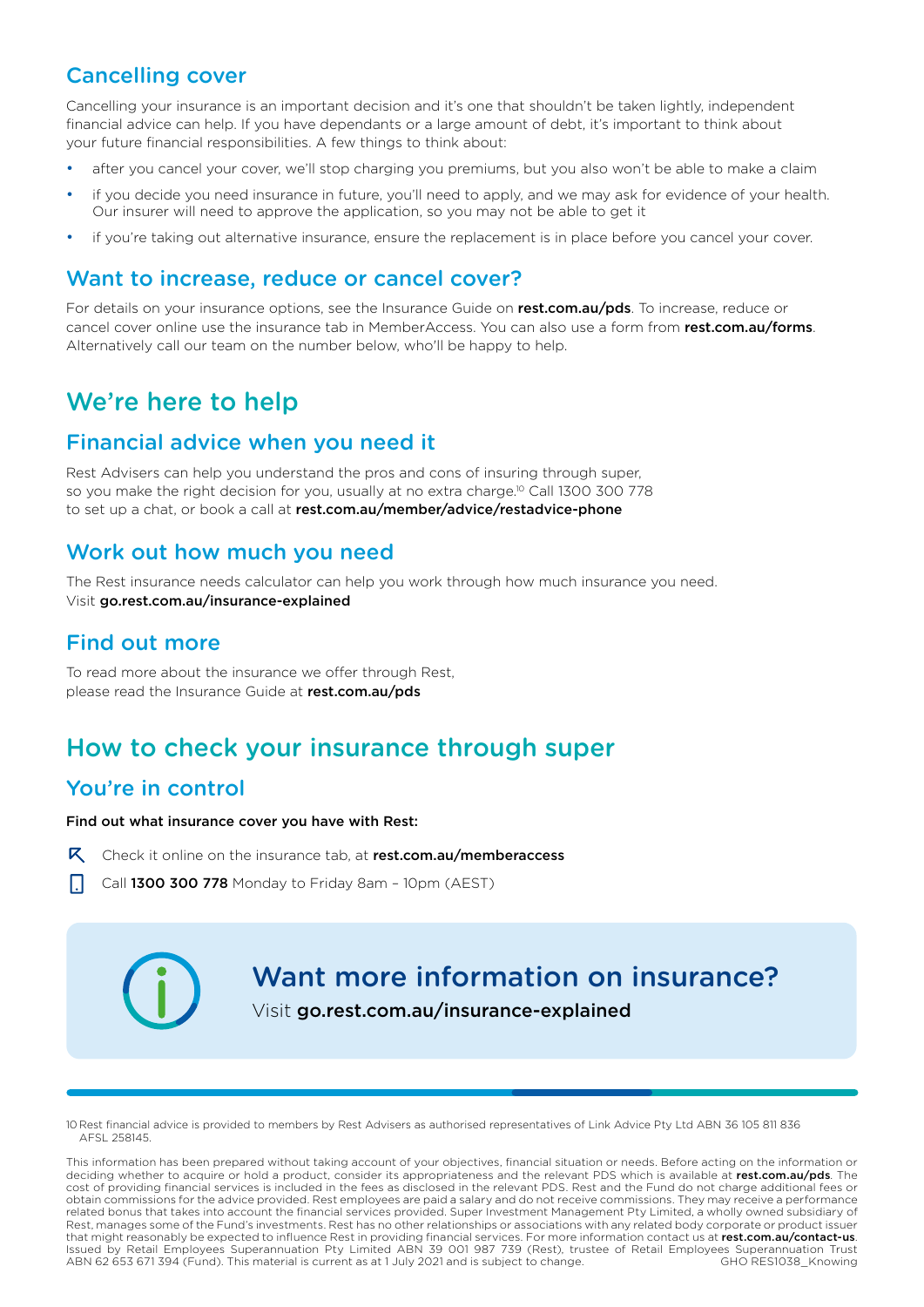## Cancelling cover

Cancelling your insurance is an important decision and it's one that shouldn't be taken lightly, independent financial advice can help. If you have dependants or a large amount of debt, it's important to think about your future financial responsibilities. A few things to think about:

- after you cancel your cover, we'll stop charging you premiums, but you also won't be able to make a claim
- if you decide you need insurance in future, you'll need to apply, and we may ask for evidence of your health. Our insurer will need to approve the application, so you may not be able to get it
- if you're taking out alternative insurance, ensure the replacement is in place before you cancel your cover.

## Want to increase, reduce or cancel cover?

For details on your insurance options, see the Insurance Guide on **rest.com.au/pds**. To increase, reduce or cancel cover online use the insurance tab in MemberAccess. You can also use a form from **rest.com.au/forms**. Alternatively call our team on the number below, who'll be happy to help.

# We're here to help

## Financial advice when you need it

Rest Advisers can help you understand the pros and cons of insuring through super, so you make the right decision for you, usually at no extra charge.[10] Call 1300 300 778 to set up a chat, or book a call at **rest.com.au/member/advice/restadvice-phone**

## Work out how much you need

The Rest insurance needs calculator can help you work through how much insurance you need. Visit **go.rest.com.au/insurance-explained**

## Find out more

To read more about the insurance we offer through Rest, please read the Insurance Guide at **rest.com.au/pds**

# How to check your insurance through super

## You're in control

**Find out what insurance cover you have with Rest:**

- Check it online on the insurance tab, at **rest.com.au/memberaccess**
- Call **1300 300 778** Monday to Friday 8am – 10pm (AEST)

## Want more information on insurance?

Visit **go.rest.com.au/insurance-explained**

---

10 Rest financial advice is provided to members by Rest Advisers as authorised representatives of Link Advice Pty Ltd ABN 36 105 811 836 AFSL 258145.

This information has been prepared without taking account of your objectives, financial situation or needs. Before acting on the information or deciding whether to acquire or hold a product, consider its appropriateness and the relevant PDS which is available at **rest.com.au/pds**. The cost of providing financial services is included in the fees as disclosed in the relevant PDS. Rest and the Fund do not charge additional fees or obtain commissions for the advice provided. Rest employees are paid a salary and do not receive commissions. They may receive a performance related bonus that takes into account the financial services provided. Super Investment Management Pty Limited, a wholly owned subsidiary of Rest, manages some of the Fund's investments. Rest has no other relationships or associations with any related body corporate or product issuer that might reasonably be expected to influence Rest in providing financial services. For more information contact us at **rest.com.au/contact-us**. Issued by Retail Employees Superannuation Pty Limited ABN 39 001 987 739 (Rest), trustee of Retail Employees Superannuation Trust ABN 62 653 671 394 (Fund). This material is current as at 1 July 2021 and is subject to change. GHO RES1038_Knowing